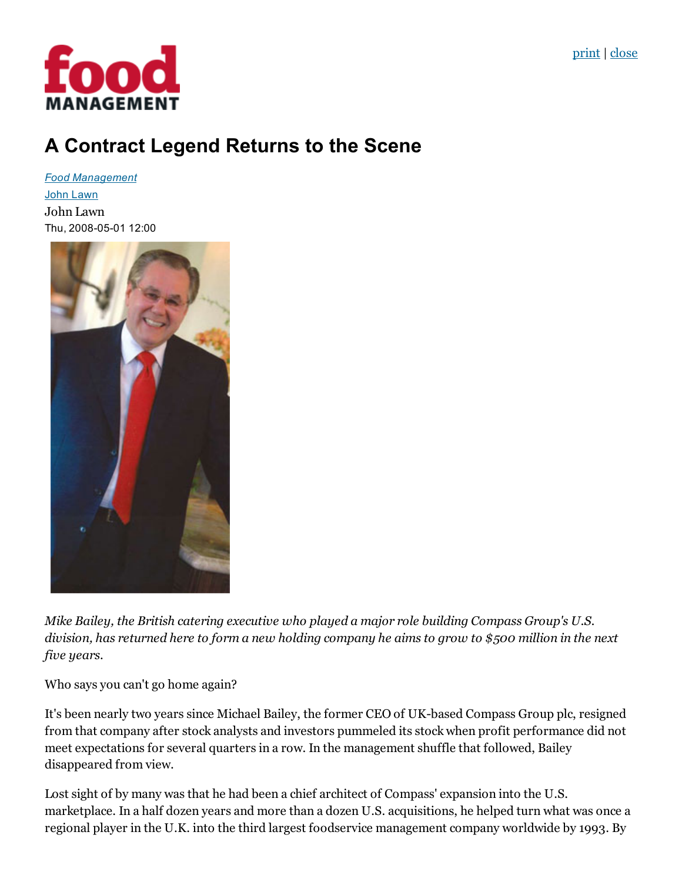# A Contract Legend Returns to the Scene

*Food Management*
John Lawn
John Lawn
Thu, 2008-05-01 12:00

*Mike Bailey, the British catering executive who played a major role building Compass Group's U.S. division, has returned here to form a new holding company he aims to grow to $500 million in the next five years.*

Who says you can't go home again?

It's been nearly two years since Michael Bailey, the former CEO of UK-based Compass Group plc, resigned from that company after stock analysts and investors pummeled its stock when profit performance did not meet expectations for several quarters in a row. In the management shuffle that followed, Bailey disappeared from view.

Lost sight of by many was that he had been a chief architect of Compass' expansion into the U.S. marketplace. In a half dozen years and more than a dozen U.S. acquisitions, he helped turn what was once a regional player in the U.K. into the third largest foodservice management company worldwide by 1993. By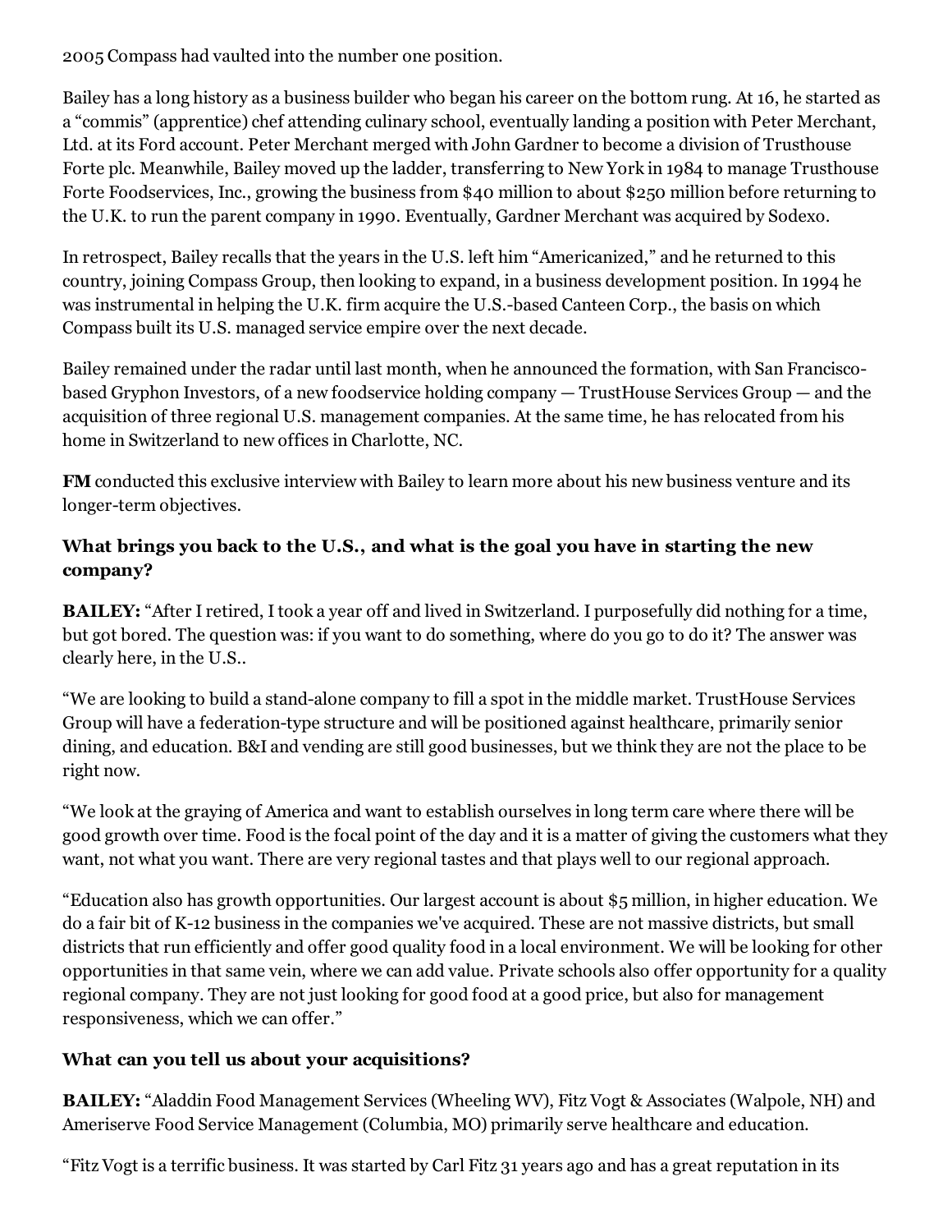2005 Compass had vaulted into the number one position.

Bailey has a long history as a business builder who began his career on the bottom rung. At 16, he started as a "commis" (apprentice) chef attending culinary school, eventually landing a position with Peter Merchant, Ltd. at its Ford account. Peter Merchant merged with John Gardner to become a division of Trusthouse Forte plc. Meanwhile, Bailey moved up the ladder, transferring to New York in 1984 to manage Trusthouse Forte Foodservices, Inc., growing the business from $40 million to about $250 million before returning to the U.K. to run the parent company in 1990. Eventually, Gardner Merchant was acquired by Sodexo.

In retrospect, Bailey recalls that the years in the U.S. left him "Americanized," and he returned to this country, joining Compass Group, then looking to expand, in a business development position. In 1994 he was instrumental in helping the U.K. firm acquire the U.S.-based Canteen Corp., the basis on which Compass built its U.S. managed service empire over the next decade.

Bailey remained under the radar until last month, when he announced the formation, with San Francisco-based Gryphon Investors, of a new foodservice holding company — TrustHouse Services Group — and the acquisition of three regional U.S. management companies. At the same time, he has relocated from his home in Switzerland to new offices in Charlotte, NC.

**FM** conducted this exclusive interview with Bailey to learn more about his new business venture and its longer-term objectives.

### What brings you back to the U.S., and what is the goal you have in starting the new company?

**BAILEY:** "After I retired, I took a year off and lived in Switzerland. I purposefully did nothing for a time, but got bored. The question was: if you want to do something, where do you go to do it? The answer was clearly here, in the U.S..

"We are looking to build a stand-alone company to fill a spot in the middle market. TrustHouse Services Group will have a federation-type structure and will be positioned against healthcare, primarily senior dining, and education. B&I and vending are still good businesses, but we think they are not the place to be right now.

"We look at the graying of America and want to establish ourselves in long term care where there will be good growth over time. Food is the focal point of the day and it is a matter of giving the customers what they want, not what you want. There are very regional tastes and that plays well to our regional approach.

"Education also has growth opportunities. Our largest account is about $5 million, in higher education. We do a fair bit of K-12 business in the companies we've acquired. These are not massive districts, but small districts that run efficiently and offer good quality food in a local environment. We will be looking for other opportunities in that same vein, where we can add value. Private schools also offer opportunity for a quality regional company. They are not just looking for good food at a good price, but also for management responsiveness, which we can offer."

### What can you tell us about your acquisitions?

**BAILEY:** "Aladdin Food Management Services (Wheeling WV), Fitz Vogt & Associates (Walpole, NH) and Ameriserve Food Service Management (Columbia, MO) primarily serve healthcare and education.

"Fitz Vogt is a terrific business. It was started by Carl Fitz 31 years ago and has a great reputation in its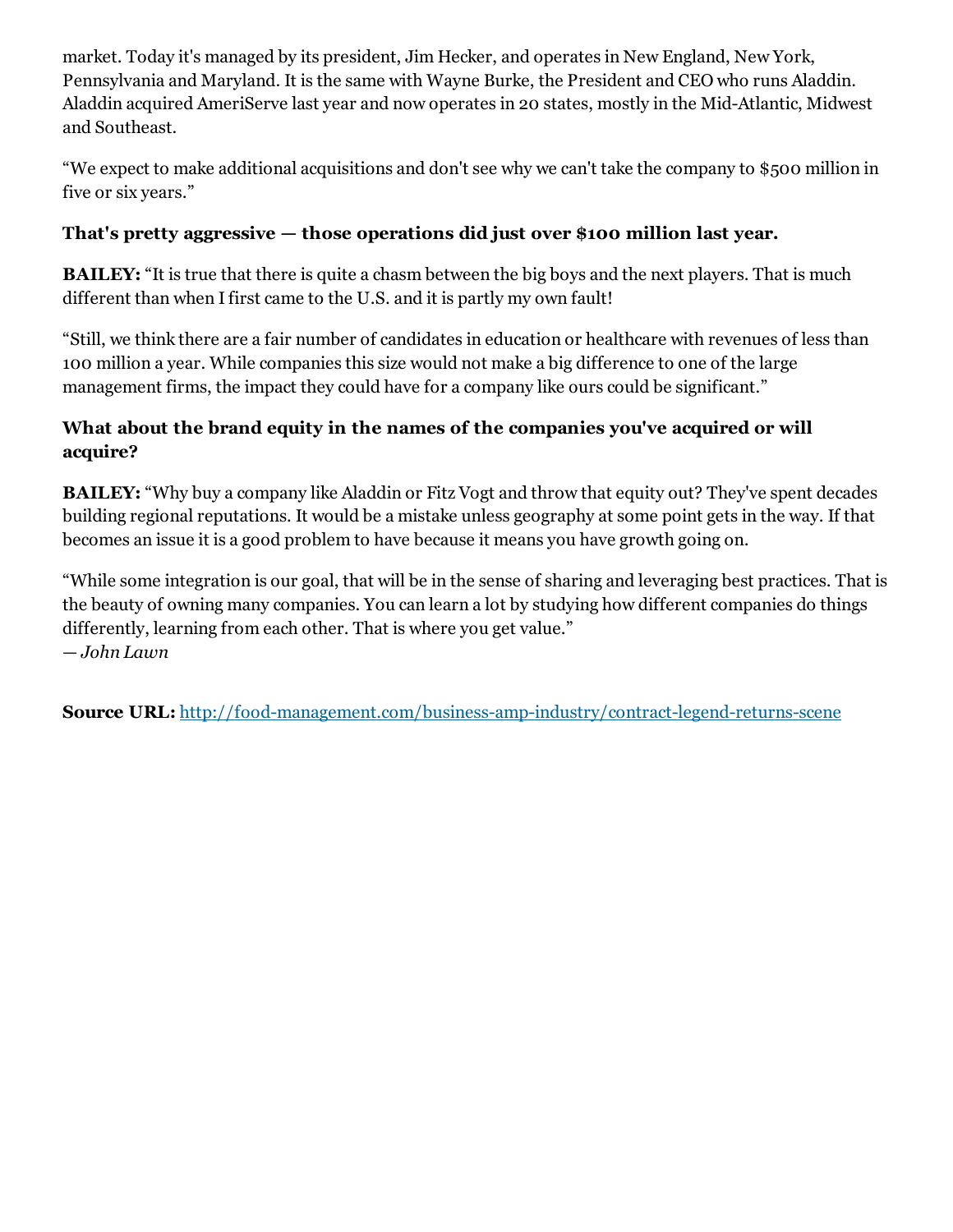market. Today it's managed by its president, Jim Hecker, and operates in New England, New York, Pennsylvania and Maryland. It is the same with Wayne Burke, the President and CEO who runs Aladdin. Aladdin acquired AmeriServe last year and now operates in 20 states, mostly in the Mid-Atlantic, Midwest and Southeast.

"We expect to make additional acquisitions and don't see why we can't take the company to $500 million in five or six years."

**That's pretty aggressive — those operations did just over $100 million last year.**

**BAILEY:** "It is true that there is quite a chasm between the big boys and the next players. That is much different than when I first came to the U.S. and it is partly my own fault!

"Still, we think there are a fair number of candidates in education or healthcare with revenues of less than 100 million a year. While companies this size would not make a big difference to one of the large management firms, the impact they could have for a company like ours could be significant."

**What about the brand equity in the names of the companies you've acquired or will acquire?**

**BAILEY:** "Why buy a company like Aladdin or Fitz Vogt and throw that equity out? They've spent decades building regional reputations. It would be a mistake unless geography at some point gets in the way. If that becomes an issue it is a good problem to have because it means you have growth going on.

"While some integration is our goal, that will be in the sense of sharing and leveraging best practices. That is the beauty of owning many companies. You can learn a lot by studying how different companies do things differently, learning from each other. That is where you get value."
*— John Lawn*

**Source URL:** http://food-management.com/business-amp-industry/contract-legend-returns-scene